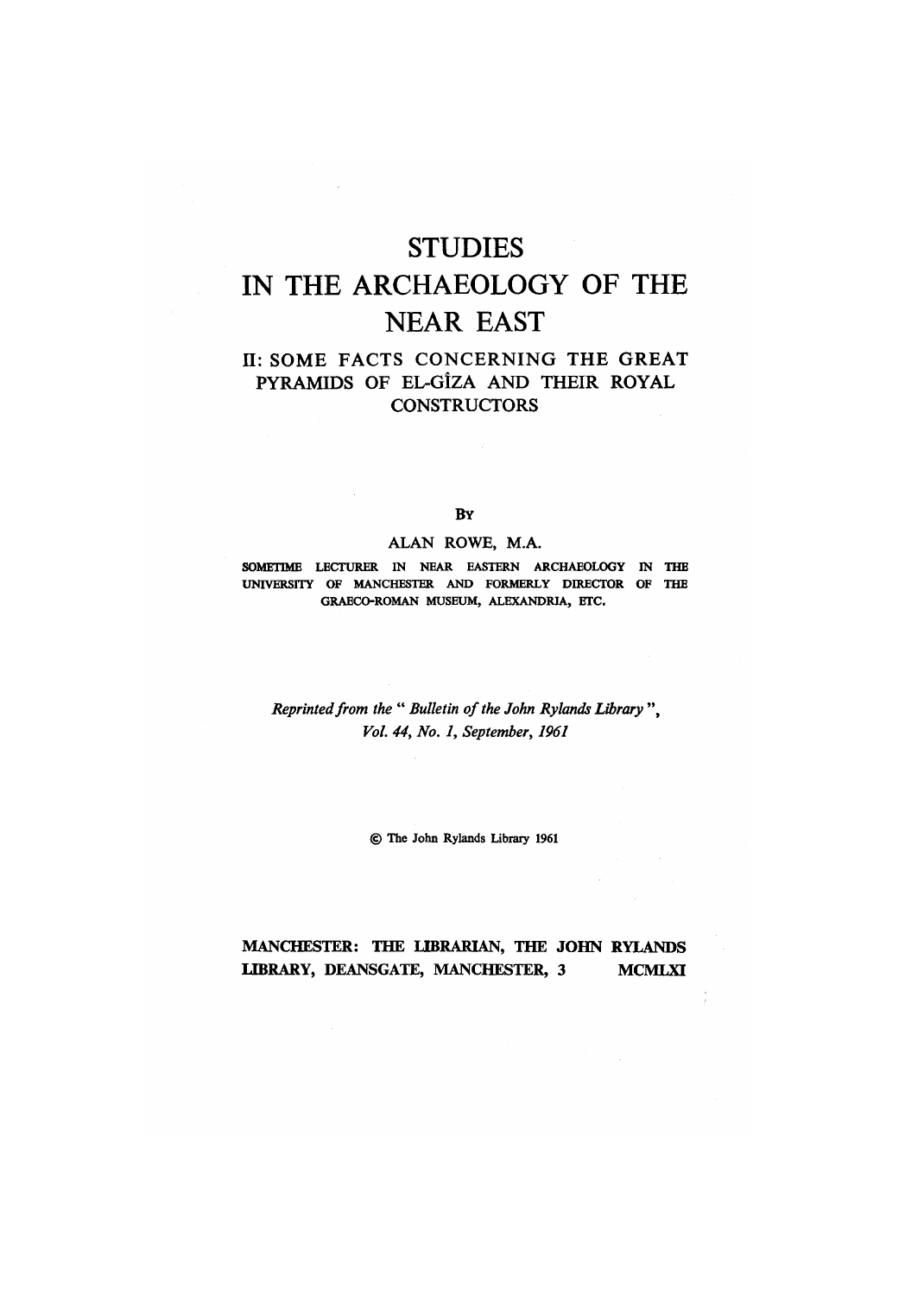# STUDIES IN THE ARCHAEOLOGY OF THE NEAR EAST

## II: SOME FACTS CONCERNING THE GREAT PYRAMIDS OF EL-GÎZA AND THEIR ROYAL CONSTRUCTORS

BY

ALAN ROWE, M.A.

SOMETIME LECTURER IN NEAR EASTERN ARCHAEOLOGY IN THE UNIVERSITY OF MANCHESTER AND FORMERLY DIRECTOR OF THE GRAECO-ROMAN MUSEUM, ALEXANDRIA, ETC.

*Reprinted from the " Bulletin of the John Rylands Library ", Vol. 44, No. 1, September, 1961*

© The John Rylands Library 1961

MANCHESTER: THE LIBRARIAN, THE JOHN RYLANDS LIBRARY, DEANSGATE, MANCHESTER, 3 MCMLXI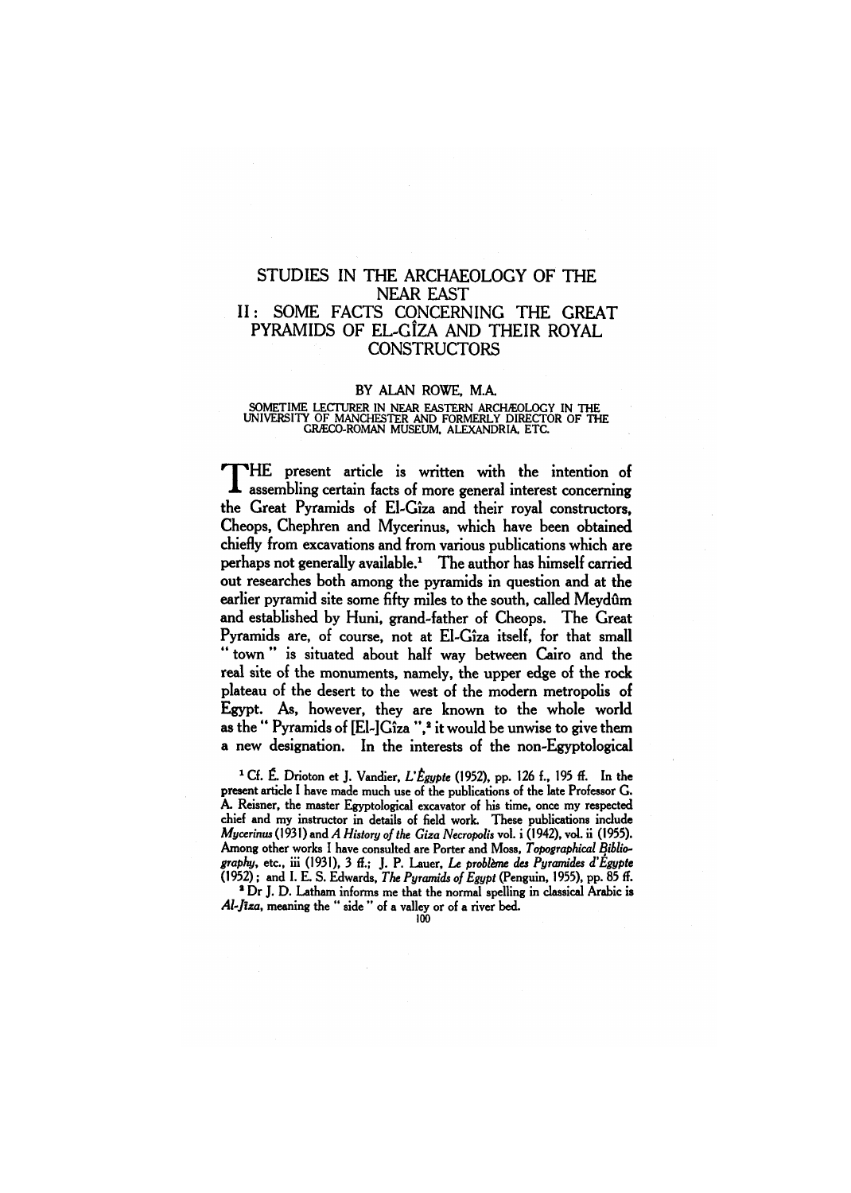# STUDIES IN THE ARCHAEOLOGY OF THE NEAR EAST

## II: SOME FACTS CONCERNING THE GREAT PYRAMIDS OF EL-GÎZA AND THEIR ROYAL CONSTRUCTORS

BY ALAN ROWE, M.A.

SOMETIME LECTURER IN NEAR EASTERN ARCHÆOLOGY IN THE UNIVERSITY OF MANCHESTER AND FORMERLY DIRECTOR OF THE GRÆCO-ROMAN MUSEUM, ALEXANDRIA, ETC.

THE present article is written with the intention of assembling certain facts of more general interest concerning the Great Pyramids of El-Gîza and their royal constructors, Cheops, Chephren and Mycerinus, which have been obtained chiefly from excavations and from various publications which are perhaps not generally available.[1] The author has himself carried out researches both among the pyramids in question and at the earlier pyramid site some fifty miles to the south, called Meydûm and established by Huni, grand-father of Cheops. The Great Pyramids are, of course, not at El-Gîza itself, for that small "town" is situated about half way between Cairo and the real site of the monuments, namely, the upper edge of the rock plateau of the desert to the west of the modern metropolis of Egypt. As, however, they are known to the whole world as the "Pyramids of [El-]Gîza",[2] it would be unwise to give them a new designation. In the interests of the non-Egyptological

[1] Cf. É. Drioton et J. Vandier, *L'Égypte* (1952), pp. 126 f., 195 ff. In the present article I have made much use of the publications of the late Professor G. A. Reisner, the master Egyptological excavator of his time, once my respected chief and my instructor in details of field work. These publications include *Mycerinus* (1931) and *A History of the Giza Necropolis* vol. i (1942), vol. ii (1955). Among other works I have consulted are Porter and Moss, *Topographical Bibliography*, etc., iii (1931), 3 ff.; J. P. Lauer, *Le problème des Pyramides d'Égypte* (1952); and I. E. S. Edwards, *The Pyramids of Egypt* (Penguin, 1955), pp. 85 ff.

[2] Dr J. D. Latham informs me that the normal spelling in classical Arabic is *Al-Jîza*, meaning the "side" of a valley or of a river bed.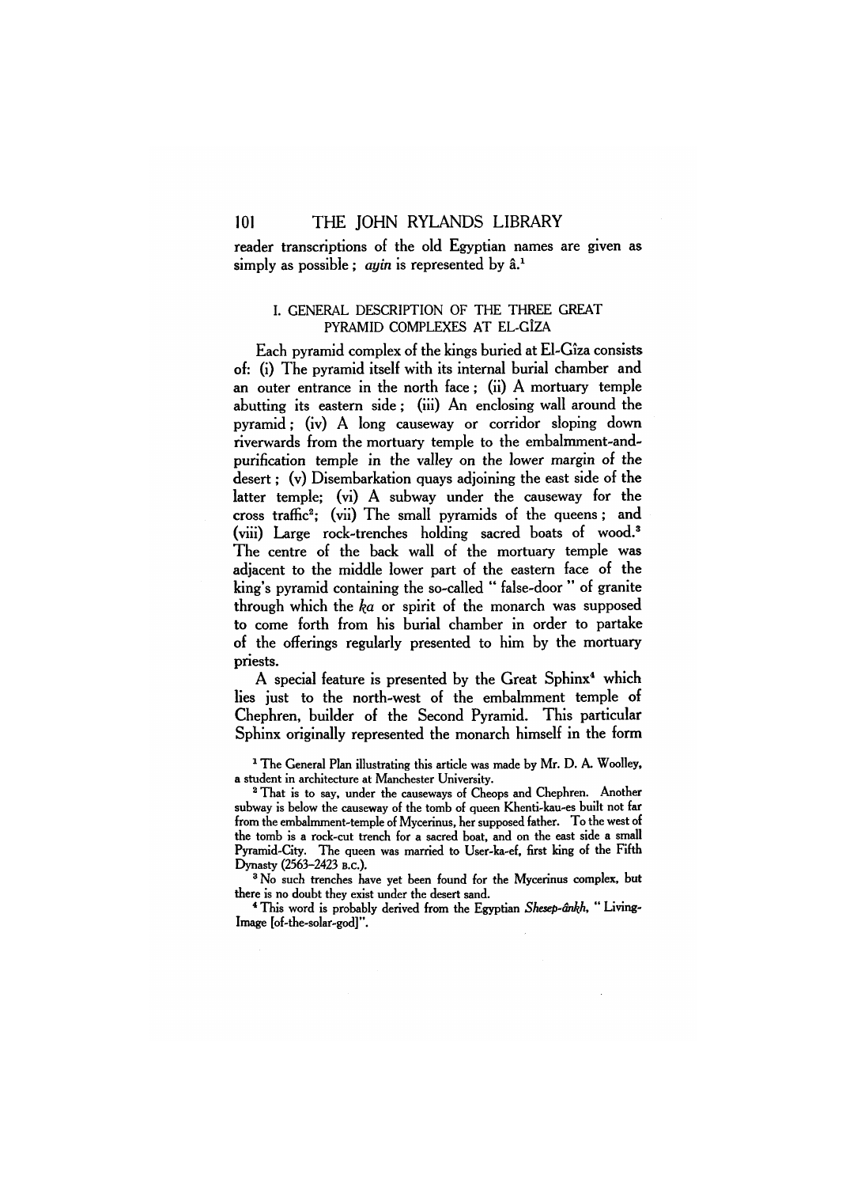reader transcriptions of the old Egyptian names are given as simply as possible ; *ayin* is represented by â.[1]

## I. GENERAL DESCRIPTION OF THE THREE GREAT PYRAMID COMPLEXES AT EL-GÎZA

Each pyramid complex of the kings buried at El-Gîza consists of: (i) The pyramid itself with its internal burial chamber and an outer entrance in the north face ; (ii) A mortuary temple abutting its eastern side ; (iii) An enclosing wall around the pyramid ; (iv) A long causeway or corridor sloping down riverwards from the mortuary temple to the embalmment-and-purification temple in the valley on the lower margin of the desert ; (v) Disembarkation quays adjoining the east side of the latter temple; (vi) A subway under the causeway for the cross traffic[2]; (vii) The small pyramids of the queens ; and (viii) Large rock-trenches holding sacred boats of wood.[3] The centre of the back wall of the mortuary temple was adjacent to the middle lower part of the eastern face of the king's pyramid containing the so-called " false-door " of granite through which the *ka* or spirit of the monarch was supposed to come forth from his burial chamber in order to partake of the offerings regularly presented to him by the mortuary priests.

A special feature is presented by the Great Sphinx[4] which lies just to the north-west of the embalmment temple of Chephren, builder of the Second Pyramid. This particular Sphinx originally represented the monarch himself in the form

[1] The General Plan illustrating this article was made by Mr. D. A. Woolley, a student in architecture at Manchester University.

[2] That is to say, under the causeways of Cheops and Chephren. Another subway is below the causeway of the tomb of queen Khenti-kau-es built not far from the embalmment-temple of Mycerinus, her supposed father. To the west of the tomb is a rock-cut trench for a sacred boat, and on the east side a small Pyramid-City. The queen was married to User-ka-ef, first king of the Fifth Dynasty (2563–2423 B.C.).

[3] No such trenches have yet been found for the Mycerinus complex, but there is no doubt they exist under the desert sand.

[4] This word is probably derived from the Egyptian *Shesep-ânkh*, " Living-Image [of-the-solar-god]".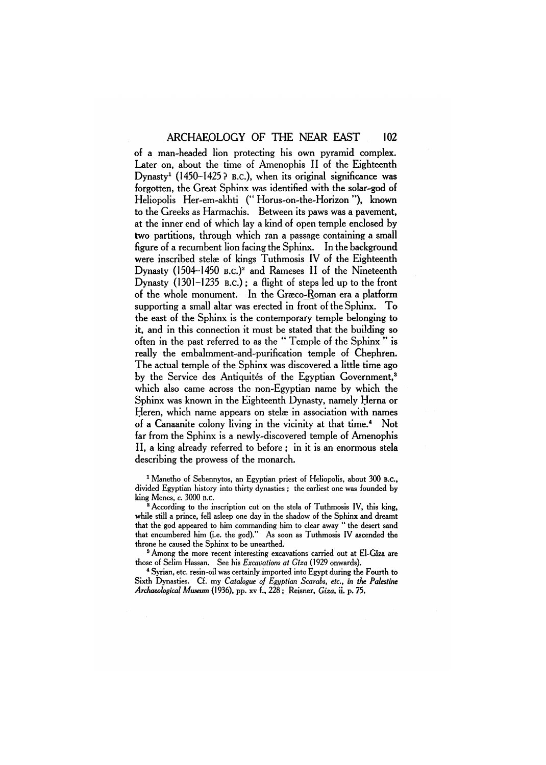of a man-headed lion protecting his own pyramid complex. Later on, about the time of Amenophis II of the Eighteenth Dynasty[1] (1450–1425? B.C.), when its original significance was forgotten, the Great Sphinx was identified with the solar-god of Heliopolis Her-em-akhti ("Horus-on-the-Horizon"), known to the Greeks as Harmachis. Between its paws was a pavement, at the inner end of which lay a kind of open temple enclosed by two partitions, through which ran a passage containing a small figure of a recumbent lion facing the Sphinx. In the background were inscribed stelæ of kings Tuthmosis IV of the Eighteenth Dynasty (1504–1450 B.C.)[2] and Rameses II of the Nineteenth Dynasty (1301–1235 B.C.); a flight of steps led up to the front of the whole monument. In the Græco-Roman era a platform supporting a small altar was erected in front of the Sphinx. To the east of the Sphinx is the contemporary temple belonging to it, and in this connection it must be stated that the building so often in the past referred to as the "Temple of the Sphinx" is really the embalmment-and-purification temple of Chephren. The actual temple of the Sphinx was discovered a little time ago by the Service des Antiquités of the Egyptian Government,[3] which also came across the non-Egyptian name by which the Sphinx was known in the Eighteenth Dynasty, namely Ḥerna or Ḥeren, which name appears on stelæ in association with names of a Canaanite colony living in the vicinity at that time.[4] Not far from the Sphinx is a newly-discovered temple of Amenophis II, a king already referred to before; in it is an enormous stela describing the prowess of the monarch.

[1] Manetho of Sebennytos, an Egyptian priest of Heliopolis, about 300 B.C., divided Egyptian history into thirty dynasties; the earliest one was founded by king Menes, c. 3000 B.C.

[2] According to the inscription cut on the stela of Tuthmosis IV, this king, while still a prince, fell asleep one day in the shadow of the Sphinx and dreamt that the god appeared to him commanding him to clear away "the desert sand that encumbered him (i.e. the god)." As soon as Tuthmosis IV ascended the throne he caused the Sphinx to be unearthed.

[3] Among the more recent interesting excavations carried out at El-Gîza are those of Selim Hassan. See his *Excavations at Gîza* (1929 onwards).

[4] Syrian, etc. resin-oil was certainly imported into Egypt during the Fourth to Sixth Dynasties. Cf. my *Catalogue of Egyptian Scarabs, etc., in the Palestine Archaeological Museum* (1936), pp. xv f., 228; Reisner, *Giza*, ii. p. 75.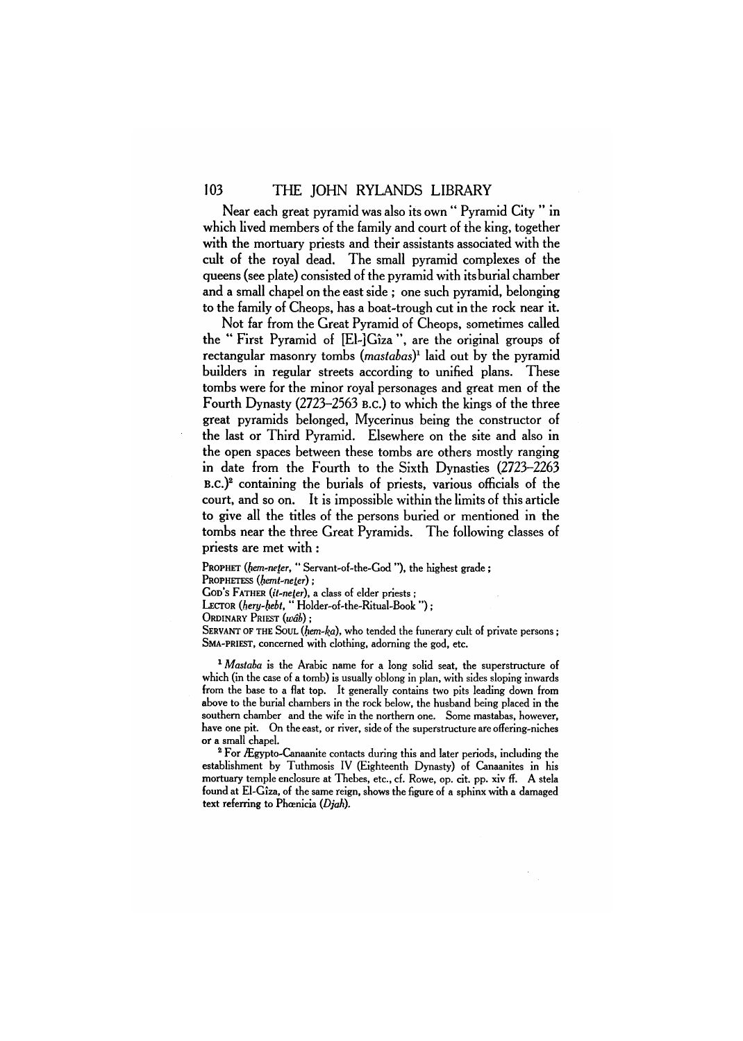Near each great pyramid was also its own "Pyramid City" in which lived members of the family and court of the king, together with the mortuary priests and their assistants associated with the cult of the royal dead. The small pyramid complexes of the queens (see plate) consisted of the pyramid with its burial chamber and a small chapel on the east side; one such pyramid, belonging to the family of Cheops, has a boat-trough cut in the rock near it.

Not far from the Great Pyramid of Cheops, sometimes called the "First Pyramid of [El-]Gîza", are the original groups of rectangular masonry tombs (*mastabas*)[1] laid out by the pyramid builders in regular streets according to unified plans. These tombs were for the minor royal personages and great men of the Fourth Dynasty (2723–2563 B.C.) to which the kings of the three great pyramids belonged, Mycerinus being the constructor of the last or Third Pyramid. Elsewhere on the site and also in the open spaces between these tombs are others mostly ranging in date from the Fourth to the Sixth Dynasties (2723–2263 B.C.)[2] containing the burials of priests, various officials of the court, and so on. It is impossible within the limits of this article to give all the titles of the persons buried or mentioned in the tombs near the three Great Pyramids. The following classes of priests are met with:

PROPHET (*ḥem-neṯer*, "Servant-of-the-God"), the highest grade;
PROPHETESS (*ḥemt-neṯer*);
GOD'S FATHER (*it-neṯer*), a class of elder priests;
LECTOR (*ḥery-ḥebt*, "Holder-of-the-Ritual-Book");
ORDINARY PRIEST (*wâb*);
SERVANT OF THE SOUL (*ḥem-ḳa*), who tended the funerary cult of private persons;
SMA-PRIEST, concerned with clothing, adorning the god, etc.

[1] *Mastaba* is the Arabic name for a long solid seat, the superstructure of which (in the case of a tomb) is usually oblong in plan, with sides sloping inwards from the base to a flat top. It generally contains two pits leading down from above to the burial chambers in the rock below, the husband being placed in the southern chamber and the wife in the northern one. Some mastabas, however, have one pit. On the east, or river, side of the superstructure are offering-niches or a small chapel.

[2] For Ægypto-Canaanite contacts during this and later periods, including the establishment by Tuthmosis IV (Eighteenth Dynasty) of Canaanites in his mortuary temple enclosure at Thebes, etc., cf. Rowe, op. cit. pp. xiv ff. A stela found at El-Gîza, of the same reign, shows the figure of a sphinx with a damaged text referring to Phœnicia (*Djah*).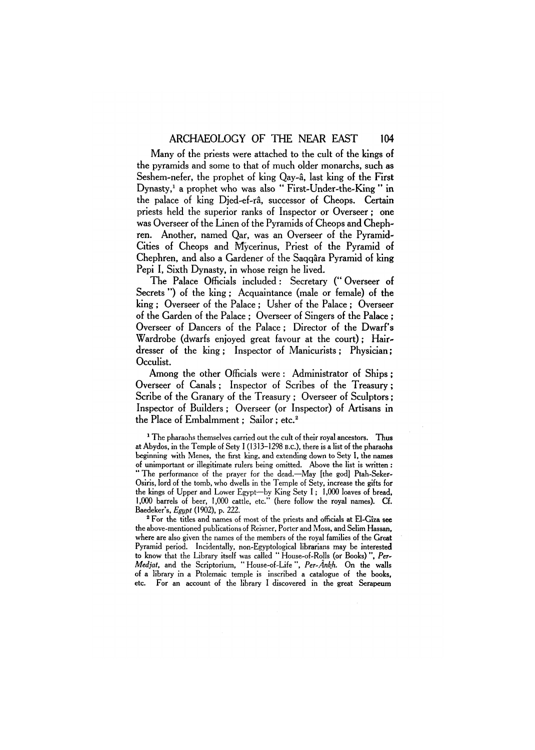Many of the priests were attached to the cult of the kings of the pyramids and some to that of much older monarchs, such as Seshem-nefer, the prophet of king Qay-â, last king of the First Dynasty,[1] a prophet who was also "First-Under-the-King" in the palace of king Djed-ef-râ, successor of Cheops. Certain priests held the superior ranks of Inspector or Overseer; one was Overseer of the Linen of the Pyramids of Cheops and Chephren. Another, named Qar, was an Overseer of the Pyramid-Cities of Cheops and Mўcerinus, Priest of the Pyramid of Chephren, and also a Gardener of the Saqqâra Pyramid of king Pepi I, Sixth Dynasty, in whose reign he lived.

The Palace Officials included: Secretary ("Overseer of Secrets") of the king; Acquaintance (male or female) of the king; Overseer of the Palace; Usher of the Palace; Overseer of the Garden of the Palace; Overseer of Singers of the Palace; Overseer of Dancers of the Palace; Director of the Dwarf's Wardrobe (dwarfs enjoyed great favour at the court); Hairdresser of the king; Inspector of Manicurists; Physician; Occulist.

Among the other Officials were: Administrator of Ships; Overseer of Canals; Inspector of Scribes of the Treasury; Scribe of the Granary of the Treasury; Overseer of Sculptors; Inspector of Builders; Overseer (or Inspector) of Artisans in the Place of Embalmment; Sailor; etc.[2]

[1] The pharaohs themselves carried out the cult of their royal ancestors. Thus at Abydos, in the Temple of Sety I (1313–1298 B.C.), there is a list of the pharaohs beginning with Menes, the first king, and extending down to Sety I, the names of unimportant or illegitimate rulers being omitted. Above the list is written: "The performance of the prayer for the dead.—May [the god] Ptah-Seker-Osiris, lord of the tomb, who dwells in the Temple of Sety, increase the gifts for the kings of Upper and Lower Egypt—by King Sety I; 1,000 loaves of bread, 1,000 barrels of beer, 1,000 cattle, etc." (here follow the royal names). Cf. Baedeker's, *Egypt* (1902), p. 222.

[2] For the titles and names of most of the priests and officials at El-Gîza see the above-mentioned publications of Reisner, Porter and Moss, and Selim Hassan, where are also given the names of the members of the royal families of the Great Pyramid period. Incidentally, non-Egyptological librarians may be interested to know that the Library itself was called "House-of-Rolls (or Books)", *Per-Medjat*, and the Scriptorium, "House-of-Life", *Per-Ânkh*. On the walls of a library in a Ptolemaic temple is inscribed a catalogue of the books, etc. For an account of the library I discovered in the great Serapeum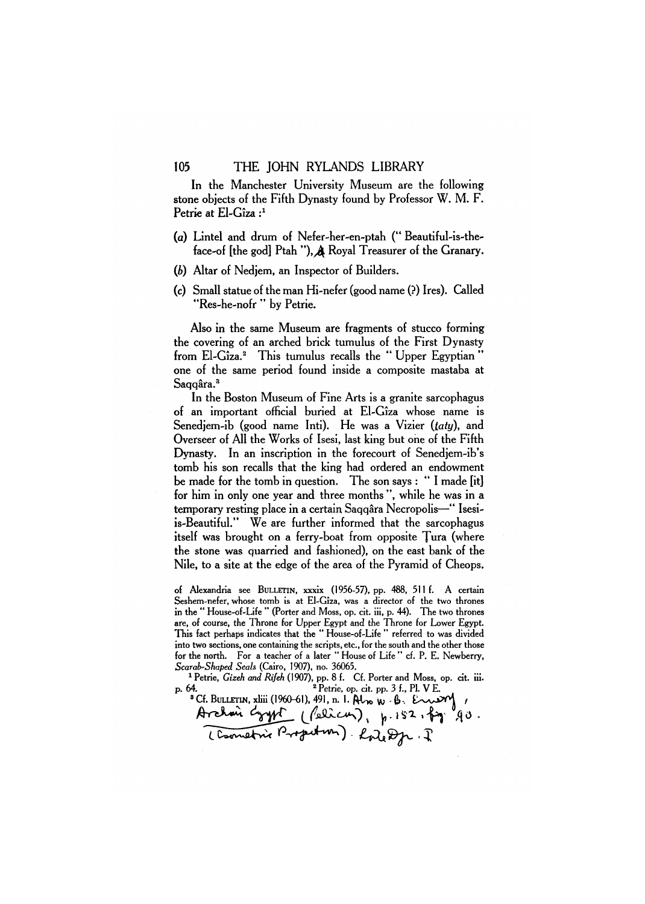In the Manchester University Museum are the following stone objects of the Fifth Dynasty found by Professor W. M. F. Petrie at El-Gîza :[1]

(*a*) Lintel and drum of Nefer-her-en-ptah (" Beautiful-is-the-face-of [the god] Ptah "), A Royal Treasurer of the Granary.

(*b*) Altar of Nedjem, an Inspector of Builders.

(*c*) Small statue of the man Hi-nefer (good name (?) Ires). Called "Res-he-nofr " by Petrie.

Also in the same Museum are fragments of stucco forming the covering of an arched brick tumulus of the First Dynasty from El-Gîza.[2] This tumulus recalls the " Upper Egyptian " one of the same period found inside a composite mastaba at Saqqâra.[3]

In the Boston Museum of Fine Arts is a granite sarcophagus of an important official buried at El-Gîza whose name is Senedjem-ib (good name Inti). He was a Vizier (*ṭaty*), and Overseer of All the Works of Isesi, last king but one of the Fifth Dynasty. In an inscription in the forecourt of Senedjem-ib's tomb his son recalls that the king had ordered an endowment be made for the tomb in question. The son says : " I made [it] for him in only one year and three months ", while he was in a temporary resting place in a certain Saqqâra Necropolis—" Isesi-is-Beautiful." We are further informed that the sarcophagus itself was brought on a ferry-boat from opposite Ṭura (where the stone was quarried and fashioned), on the east bank of the Nile, to a site at the edge of the area of the Pyramid of Cheops.

of Alexandria see BULLETIN, xxxix (1956-57), pp. 488, 511 f. A certain Seshem-nefer, whose tomb is at El-Gîza, was a director of the two thrones in the " House-of-Life " (Porter and Moss, op. cit. iii, p. 44). The two thrones are, of course, the Throne for Upper Egypt and the Throne for Lower Egypt. This fact perhaps indicates that the " House-of-Life " referred to was divided into two sections, one containing the scripts, etc., for the south and the other those for the north. For a teacher of a later " House of Life " cf. P. E. Newberry, *Scarab-Shaped Seals* (Cairo, 1907), no. 36065.

[1] Petrie, *Gizeh and Rifeh* (1907), pp. 8 f. Cf. Porter and Moss, op. cit. iii. p. 64.

[2] Petrie, op. cit. pp. 3 f., Pl. V E.

[3] Cf. BULLETIN, xliii (1960-61), 491, n. 1. Also W. B. Emery, Archaic Egypt (Pelican), p. 152, fig. 90. (Isometric Projection). Late Dyn. I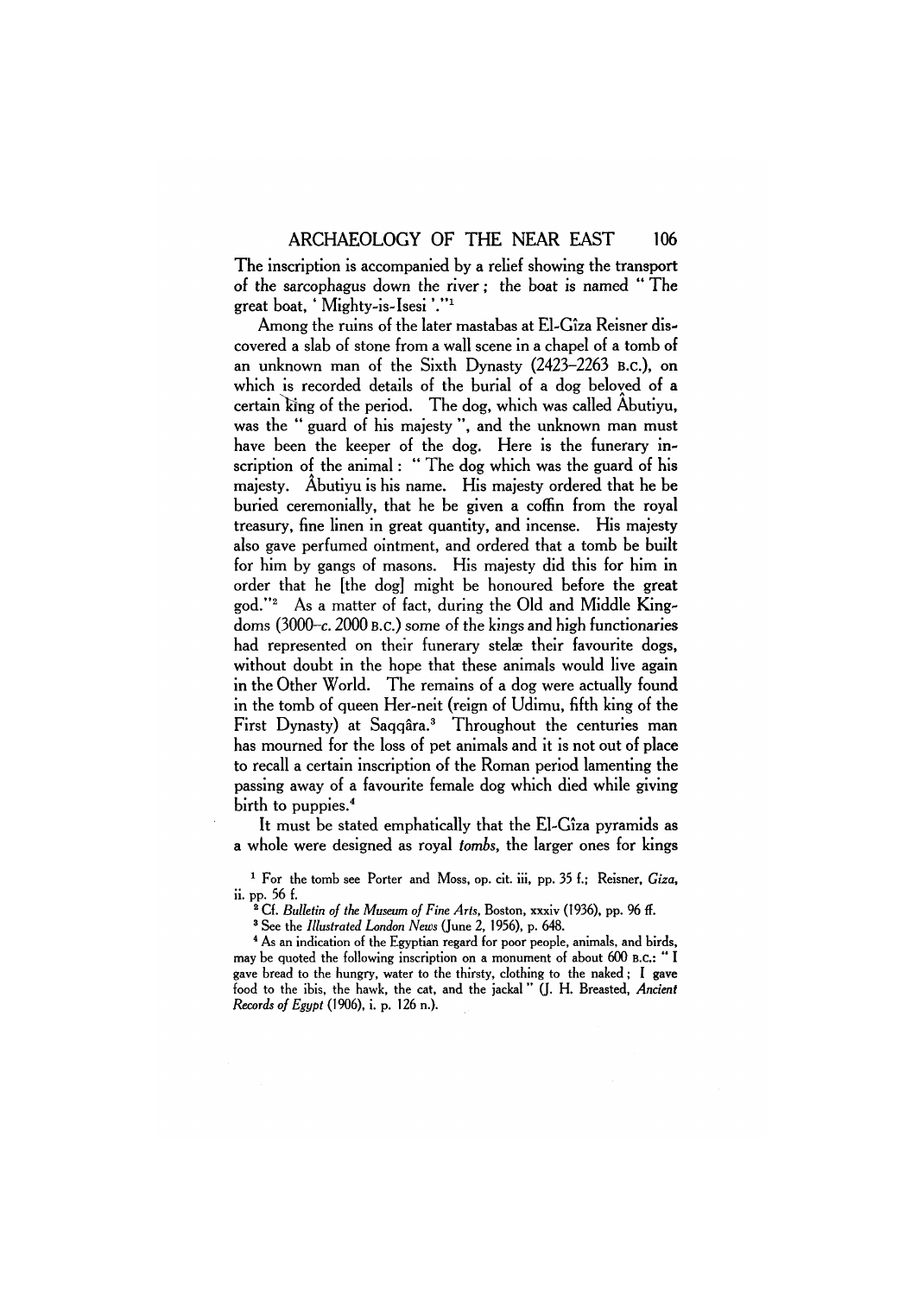The inscription is accompanied by a relief showing the transport of the sarcophagus down the river; the boat is named "The great boat, 'Mighty-is-Isesi'."[1]

Among the ruins of the later mastabas at El-Gîza Reisner discovered a slab of stone from a wall scene in a chapel of a tomb of an unknown man of the Sixth Dynasty (2423–2263 B.C.), on which is recorded details of the burial of a dog beloved of a certain king of the period. The dog, which was called Âbutiyu, was the "guard of his majesty", and the unknown man must have been the keeper of the dog. Here is the funerary inscription of the animal: "The dog which was the guard of his majesty. Âbutiyu is his name. His majesty ordered that he be buried ceremonially, that he be given a coffin from the royal treasury, fine linen in great quantity, and incense. His majesty also gave perfumed ointment, and ordered that a tomb be built for him by gangs of masons. His majesty did this for him in order that he [the dog] might be honoured before the great god."[2] As a matter of fact, during the Old and Middle Kingdoms (3000–*c.* 2000 B.C.) some of the kings and high functionaries had represented on their funerary stelæ their favourite dogs, without doubt in the hope that these animals would live again in the Other World. The remains of a dog were actually found in the tomb of queen Her-neit (reign of Udimu, fifth king of the First Dynasty) at Saqqâra.[3] Throughout the centuries man has mourned for the loss of pet animals and it is not out of place to recall a certain inscription of the Roman period lamenting the passing away of a favourite female dog which died while giving birth to puppies.[4]

It must be stated emphatically that the El-Gîza pyramids as a whole were designed as royal *tombs*, the larger ones for kings

---

[1] For the tomb see Porter and Moss, op. cit. iii, pp. 35 f.; Reisner, *Giza*, ii. pp. 56 f.

[2] Cf. *Bulletin of the Museum of Fine Arts*, Boston, xxxiv (1936), pp. 96 ff.

[3] See the *Illustrated London News* (June 2, 1956), p. 648.

[4] As an indication of the Egyptian regard for poor people, animals, and birds, may be quoted the following inscription on a monument of about 600 B.C.: "I gave bread to the hungry, water to the thirsty, clothing to the naked; I gave food to the ibis, the hawk, the cat, and the jackal" (J. H. Breasted, *Ancient Records of Egypt* (1906), i. p. 126 n.).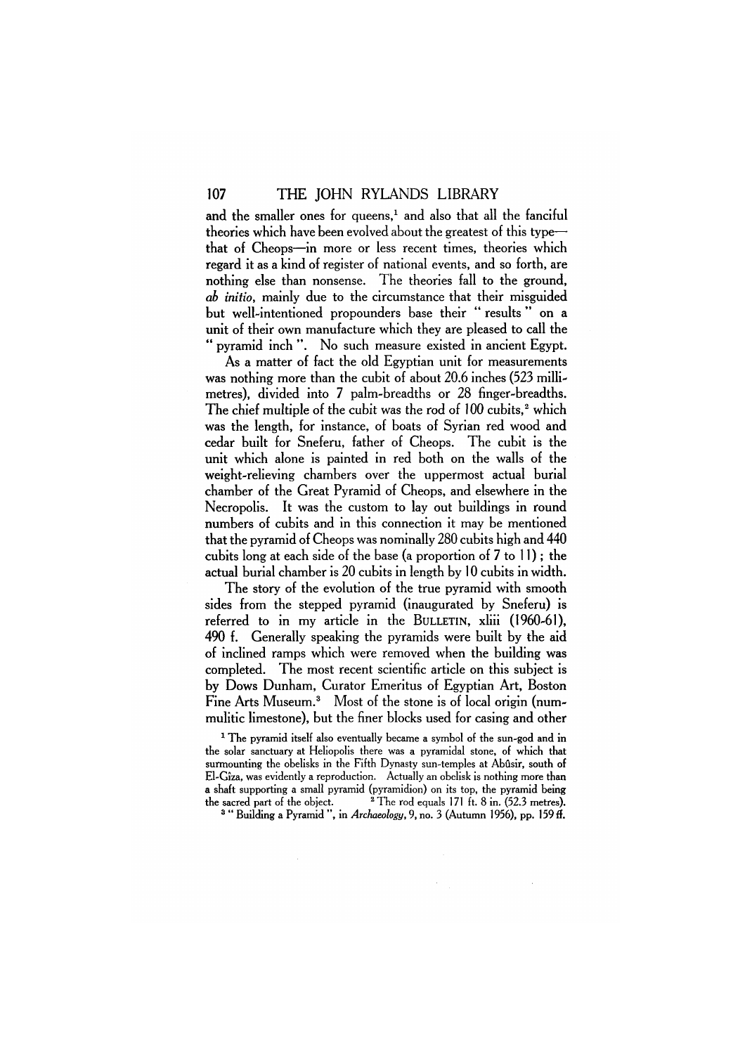and the smaller ones for queens,[1] and also that all the fanciful theories which have been evolved about the greatest of this type—that of Cheops—in more or less recent times, theories which regard it as a kind of register of national events, and so forth, are nothing else than nonsense. The theories fall to the ground, *ab initio*, mainly due to the circumstance that their misguided but well-intentioned propounders base their " results " on a unit of their own manufacture which they are pleased to call the " pyramid inch ". No such measure existed in ancient Egypt.

As a matter of fact the old Egyptian unit for measurements was nothing more than the cubit of about 20.6 inches (523 millimetres), divided into 7 palm-breadths or 28 finger-breadths. The chief multiple of the cubit was the rod of 100 cubits,[2] which was the length, for instance, of boats of Syrian red wood and cedar built for Sneferu, father of Cheops. The cubit is the unit which alone is painted in red both on the walls of the weight-relieving chambers over the uppermost actual burial chamber of the Great Pyramid of Cheops, and elsewhere in the Necropolis. It was the custom to lay out buildings in round numbers of cubits and in this connection it may be mentioned that the pyramid of Cheops was nominally 280 cubits high and 440 cubits long at each side of the base (a proportion of 7 to 11); the actual burial chamber is 20 cubits in length by 10 cubits in width.

The story of the evolution of the true pyramid with smooth sides from the stepped pyramid (inaugurated by Sneferu) is referred to in my article in the BULLETIN, xliii (1960-61), 490 f. Generally speaking the pyramids were built by the aid of inclined ramps which were removed when the building was completed. The most recent scientific article on this subject is by Dows Dunham, Curator Emeritus of Egyptian Art, Boston Fine Arts Museum.[3] Most of the stone is of local origin (nummulitic limestone), but the finer blocks used for casing and other

[1] The pyramid itself also eventually became a symbol of the sun-god and in the solar sanctuary at Heliopolis there was a pyramidal stone, of which that surmounting the obelisks in the Fifth Dynasty sun-temples at Abûsir, south of El-Gîza, was evidently a reproduction. Actually an obelisk is nothing more than a shaft supporting a small pyramid (pyramidion) on its top, the pyramid being the sacred part of the object.

[2] The rod equals 171 ft. 8 in. (52.3 metres).

[3] " Building a Pyramid ", in *Archaeology*, 9, no. 3 (Autumn 1956), pp. 159 ff.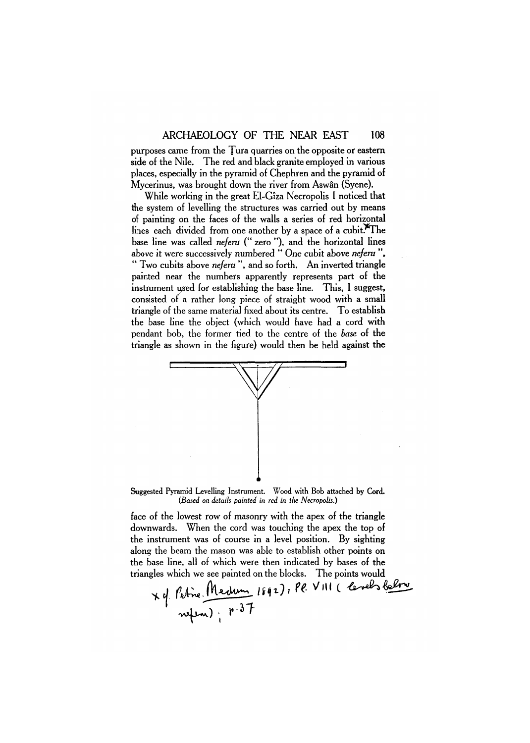purposes came from the Ṭura quarries on the opposite or eastern side of the Nile. The red and black granite employed in various places, especially in the pyramid of Chephren and the pyramid of Mycerinus, was brought down the river from Aswân (Syene).

While working in the great El-Gîza Necropolis I noticed that the system of levelling the structures was carried out by means of painting on the faces of the walls a series of red horizontal lines each divided from one another by a space of a cubit.* The base line was called *neferu* (" zero "), and the horizontal lines above it were successively numbered " One cubit above *neferu* ", " Two cubits above *neferu* ", and so forth. An inverted triangle painted near the numbers apparently represents part of the instrument used for establishing the base line. This, I suggest, consisted of a rather long piece of straight wood with a small triangle of the same material fixed about its centre. To establish the base line the object (which would have had a cord with pendant bob, the former tied to the centre of the *base* of the triangle as shown in the figure) would then be held against the

Suggested Pyramid Levelling Instrument. Wood with Bob attached by Cord. (*Based on details painted in red in the Necropolis.*)

face of the lowest row of masonry with the apex of the triangle downwards. When the cord was touching the apex the top of the instrument was of course in a level position. By sighting along the beam the mason was able to establish other points on the base line, all of which were then indicated by bases of the triangles which we see painted on the blocks. The points would

* cf. Petrie. Medum 1892), Pl. VIII ( levels below nefer) ; p. 37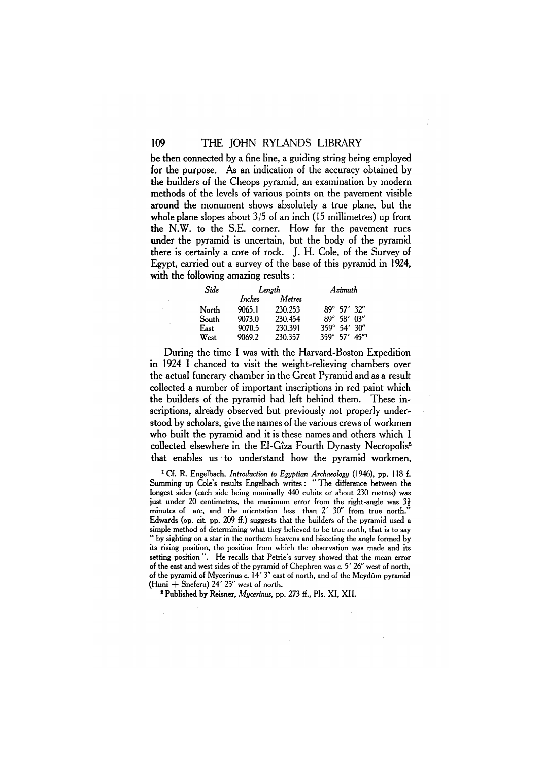be then connected by a fine line, a guiding string being employed for the purpose. As an indication of the accuracy obtained by the builders of the Cheops pyramid, an examination by modern methods of the levels of various points on the pavement visible around the monument shows absolutely a true plane, but the whole plane slopes about 3/5 of an inch (15 millimetres) up from the N.W. to the S.E. corner. How far the pavement runs under the pyramid is uncertain, but the body of the pyramid there is certainly a core of rock. J. H. Cole, of the Survey of Egypt, carried out a survey of the base of this pyramid in 1924, with the following amazing results :

| *Side* | *Length* | | *Azimuth* |
|---|---|---|---|
| | *Inches* | *Metres* | |
| North | 9065.1 | 230.253 | 89° 57′ 32″ |
| South | 9073.0 | 230.454 | 89° 58′ 03″ |
| East | 9070.5 | 230.391 | 359° 54′ 30″ |
| West | 9069.2 | 230.357 | 359° 57′ 45″[1] |

During the time I was with the Harvard-Boston Expedition in 1924 I chanced to visit the weight-relieving chambers over the actual funerary chamber in the Great Pyramid and as a result collected a number of important inscriptions in red paint which the builders of the pyramid had left behind them. These inscriptions, already observed but previously not properly understood by scholars, give the names of the various crews of workmen who built the pyramid and it is these names and others which I collected elsewhere in the El-Gîza Fourth Dynasty Necropolis[2] that enables us to understand how the pyramid workmen,

[1] Cf. R. Engelbach, *Introduction to Egyptian Archaeology* (1946), pp. 118 f. Summing up Cole's results Engelbach writes : " The difference between the longest sides (each side being nominally 440 cubits or about 230 metres) was just under 20 centimetres, the maximum error from the right-angle was 3½ minutes of arc, and the orientation less than 2′ 30″ from true north." Edwards (op. cit. pp. 209 ff.) suggests that the builders of the pyramid used a simple method of determining what they believed to be true north, that is to say " by sighting on a star in the northern heavens and bisecting the angle formed by its rising position, the position from which the observation was made and its setting position ". He recalls that Petrie's survey showed that the mean error of the east and west sides of the pyramid of Chephren was *c.* 5′ 26″ west of north, of the pyramid of Mycerinus *c.* 14′ 3″ east of north, and of the Meydûm pyramid (Huni + Sneferu) 24′ 25″ west of north.

[2] Published by Reisner, *Mycerinus*, pp. 273 ff., Pls. XI, XII.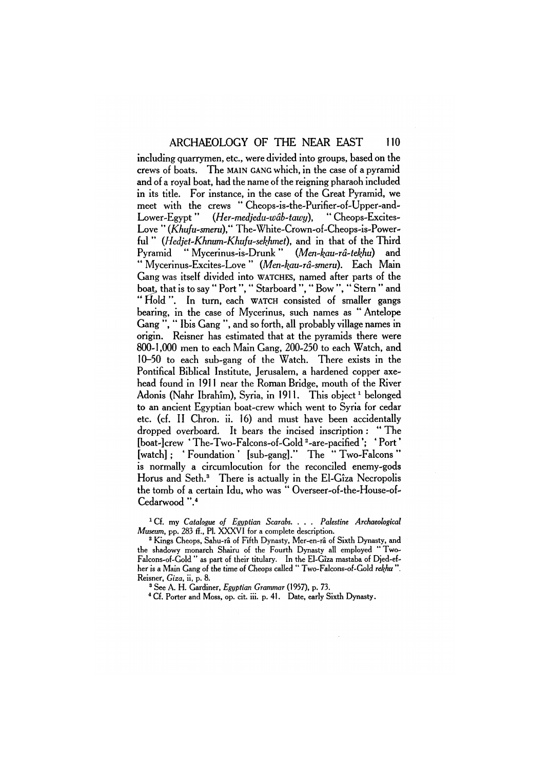including quarrymen, etc., were divided into groups, based on the crews of boats. The MAIN GANG which, in the case of a pyramid and of a royal boat, had the name of the reigning pharaoh included in its title. For instance, in the case of the Great Pyramid, we meet with the crews "Cheops-is-the-Purifier-of-Upper-and-Lower-Egypt" (*Her-medjedu-wâb-tawy*), "Cheops-Excites-Love" (*Khufu-smeru*), "The-White-Crown-of-Cheops-is-Powerful" (*Hedjet-Khnum-Khufu-sekhmet*), and in that of the Third Pyramid "Mycerinus-is-Drunk" (*Men-kau-râ-tekhu*) and "Mycerinus-Excites-Love" (*Men-kau-râ-smeru*). Each Main Gang was itself divided into WATCHES, named after parts of the boat, that is to say "Port", "Starboard", "Bow", "Stern" and "Hold". In turn, each WATCH consisted of smaller gangs bearing, in the case of Mycerinus, such names as "Antelope Gang", "Ibis Gang", and so forth, all probably village names in origin. Reisner has estimated that at the pyramids there were 800-1,000 men to each Main Gang, 200-250 to each Watch, and 10–50 to each sub-gang of the Watch. There exists in the Pontifical Biblical Institute, Jerusalem, a hardened copper axe-head found in 1911 near the Roman Bridge, mouth of the River Adonis (Nahr Ibrahîm), Syria, in 1911. This object [1] belonged to an ancient Egyptian boat-crew which went to Syria for cedar etc. (cf. II Chron. ii. 16) and must have been accidentally dropped overboard. It bears the incised inscription: "The [boat-]crew 'The-Two-Falcons-of-Gold [2]-are-pacified'; 'Port' [watch]; 'Foundation' [sub-gang]." The "Two-Falcons" is normally a circumlocution for the reconciled enemy-gods Horus and Seth.[3] There is actually in the El-Gîza Necropolis the tomb of a certain Idu, who was "Overseer-of-the-House-of-Cedarwood".[4]

[1] Cf. my *Catalogue of Egyptian Scarabs. . . . Palestine Archaeological Museum*, pp. 283 ff., Pl. XXXVI for a complete description.

[2] Kings Cheops, Sahu-râ of Fifth Dynasty, Mer-en-râ of Sixth Dynasty, and the shadowy monarch Shairu of the Fourth Dynasty all employed "Two-Falcons-of-Gold" as part of their titulary. In the El-Gîza mastaba of Djed-ef-her is a Main Gang of the time of Cheops called "Two-Falcons-of-Gold *rekhu*". Reisner, *Giza*, ii, p. 8.

[3] See A. H. Gardiner, *Egyptian Grammar* (1957), p. 73.

[4] Cf. Porter and Moss, op. cit. iii. p. 41. Date, early Sixth Dynasty.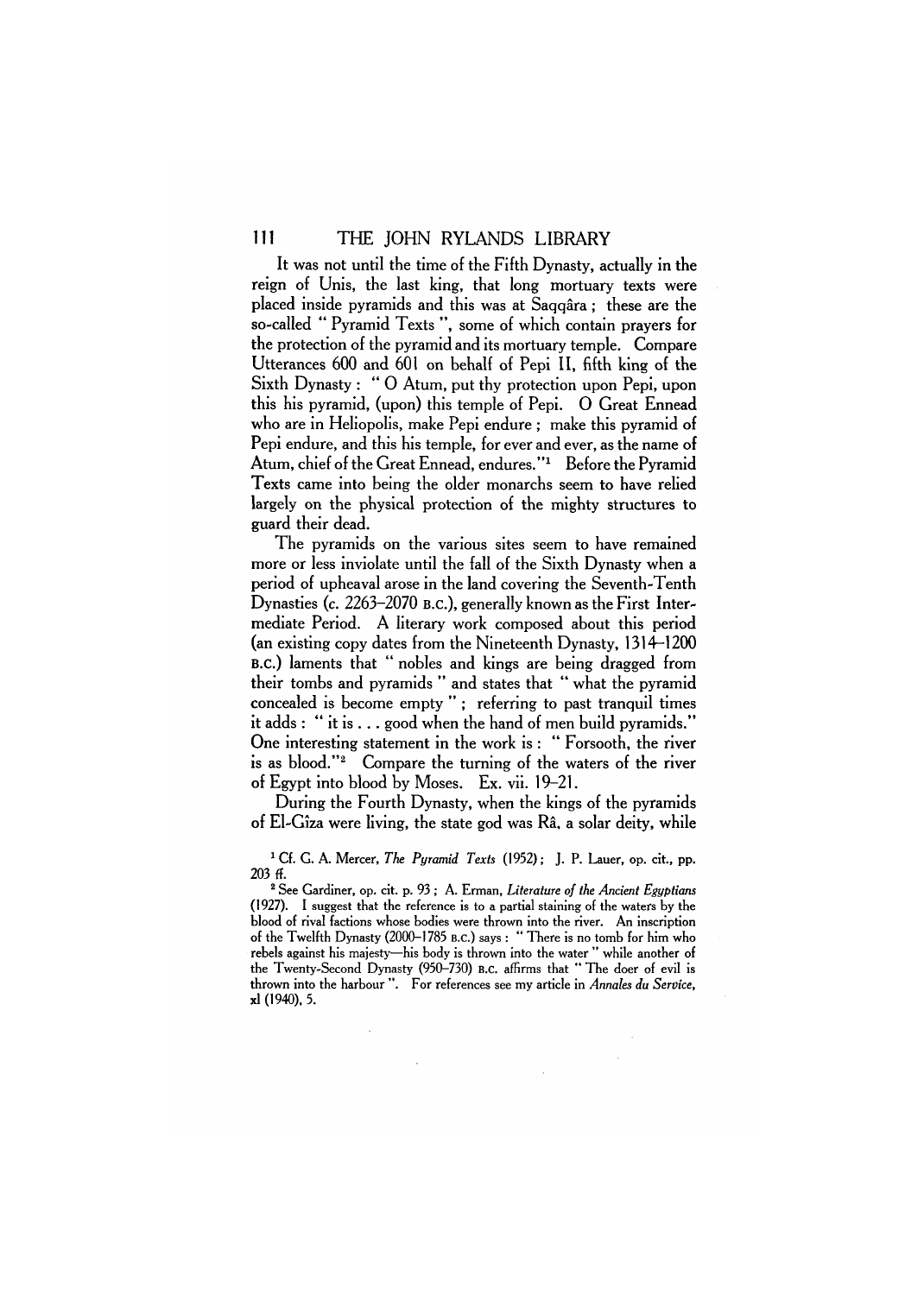It was not until the time of the Fifth Dynasty, actually in the reign of Unis, the last king, that long mortuary texts were placed inside pyramids and this was at Saqqâra; these are the so-called "Pyramid Texts", some of which contain prayers for the protection of the pyramid and its mortuary temple. Compare Utterances 600 and 601 on behalf of Pepi II, fifth king of the Sixth Dynasty: "O Atum, put thy protection upon Pepi, upon this his pyramid, (upon) this temple of Pepi. O Great Ennead who are in Heliopolis, make Pepi endure; make this pyramid of Pepi endure, and this his temple, for ever and ever, as the name of Atum, chief of the Great Ennead, endures."[1] Before the Pyramid Texts came into being the older monarchs seem to have relied largely on the physical protection of the mighty structures to guard their dead.

The pyramids on the various sites seem to have remained more or less inviolate until the fall of the Sixth Dynasty when a period of upheaval arose in the land covering the Seventh-Tenth Dynasties (*c.* 2263–2070 B.C.), generally known as the First Intermediate Period. A literary work composed about this period (an existing copy dates from the Nineteenth Dynasty, 1314–1200 B.C.) laments that "nobles and kings are being dragged from their tombs and pyramids" and states that "what the pyramid concealed is become empty"; referring to past tranquil times it adds: "it is . . . good when the hand of men build pyramids." One interesting statement in the work is: "Forsooth, the river is as blood."[2] Compare the turning of the waters of the river of Egypt into blood by Moses. Ex. vii. 19–21.

During the Fourth Dynasty, when the kings of the pyramids of El-Gîza were living, the state god was Râ, a solar deity, while

---

[1] Cf. G. A. Mercer, *The Pyramid Texts* (1952); J. P. Lauer, op. cit., pp. 203 ff.

[2] See Gardiner, op. cit. p. 93; A. Erman, *Literature of the Ancient Egyptians* (1927). I suggest that the reference is to a partial staining of the waters by the blood of rival factions whose bodies were thrown into the river. An inscription of the Twelfth Dynasty (2000–1785 B.C.) says: "There is no tomb for him who rebels against his majesty—his body is thrown into the water" while another of the Twenty-Second Dynasty (950–730) B.C. affirms that "The doer of evil is thrown into the harbour". For references see my article in *Annales du Service*, xl (1940), 5.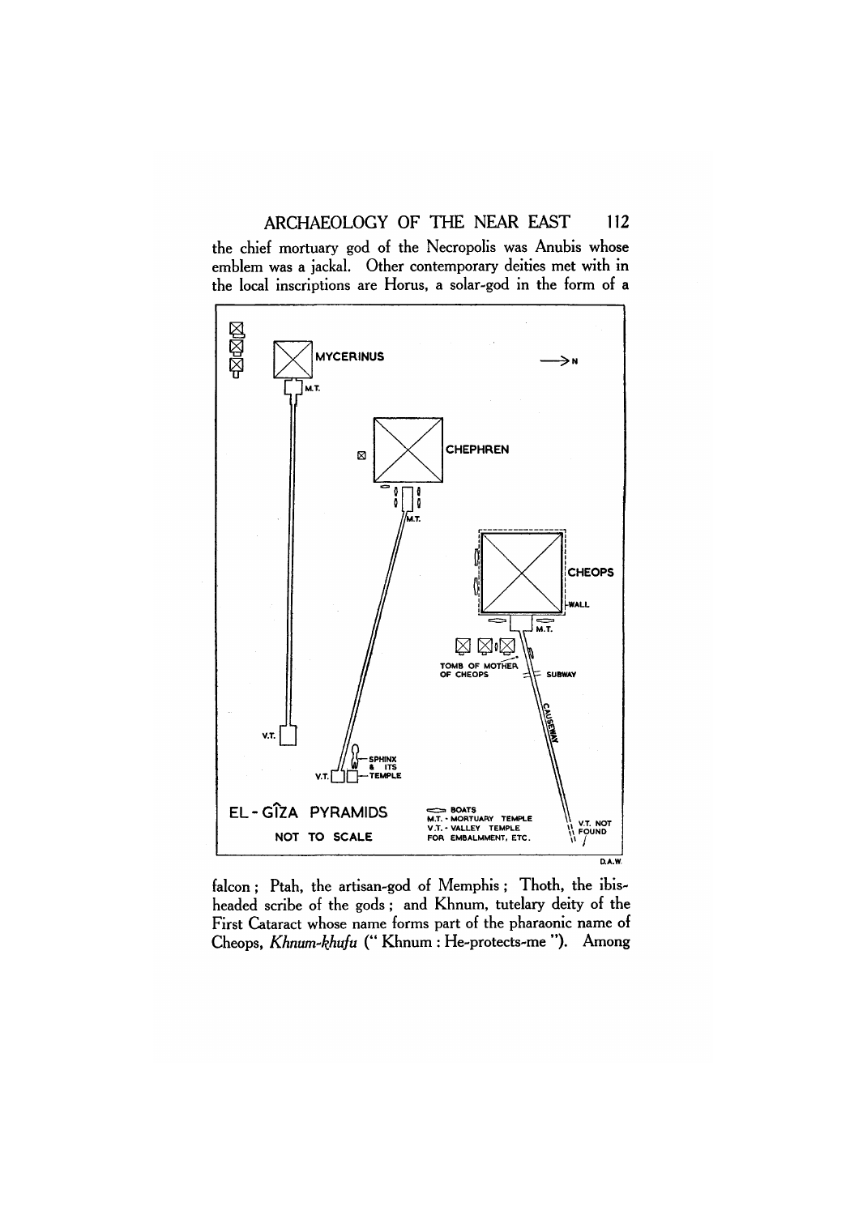the chief mortuary god of the Necropolis was Anubis whose emblem was a jackal. Other contemporary deities met with in the local inscriptions are Horus, a solar-god in the form of a

MYCERINUS

M.T.

CHEPHREN

M.T.

CHEOPS

WALL

M.T.

TOMB OF MOTHER OF CHEOPS

SUBWAY

CAUSEWAY

V.T.

SPHINX & ITS TEMPLE

V.T.

EL-GÎZA PYRAMIDS

NOT TO SCALE

BOATS
M.T. - MORTUARY TEMPLE
V.T. - VALLEY TEMPLE FOR EMBALMMENT, ETC.

V.T. NOT FOUND

→ N

D.A.W.

falcon; Ptah, the artisan-god of Memphis; Thoth, the ibis-headed scribe of the gods; and Khnum, tutelary deity of the First Cataract whose name forms part of the pharaonic name of Cheops, *Khnum-ḳhufu* (" Khnum : He-protects-me "). Among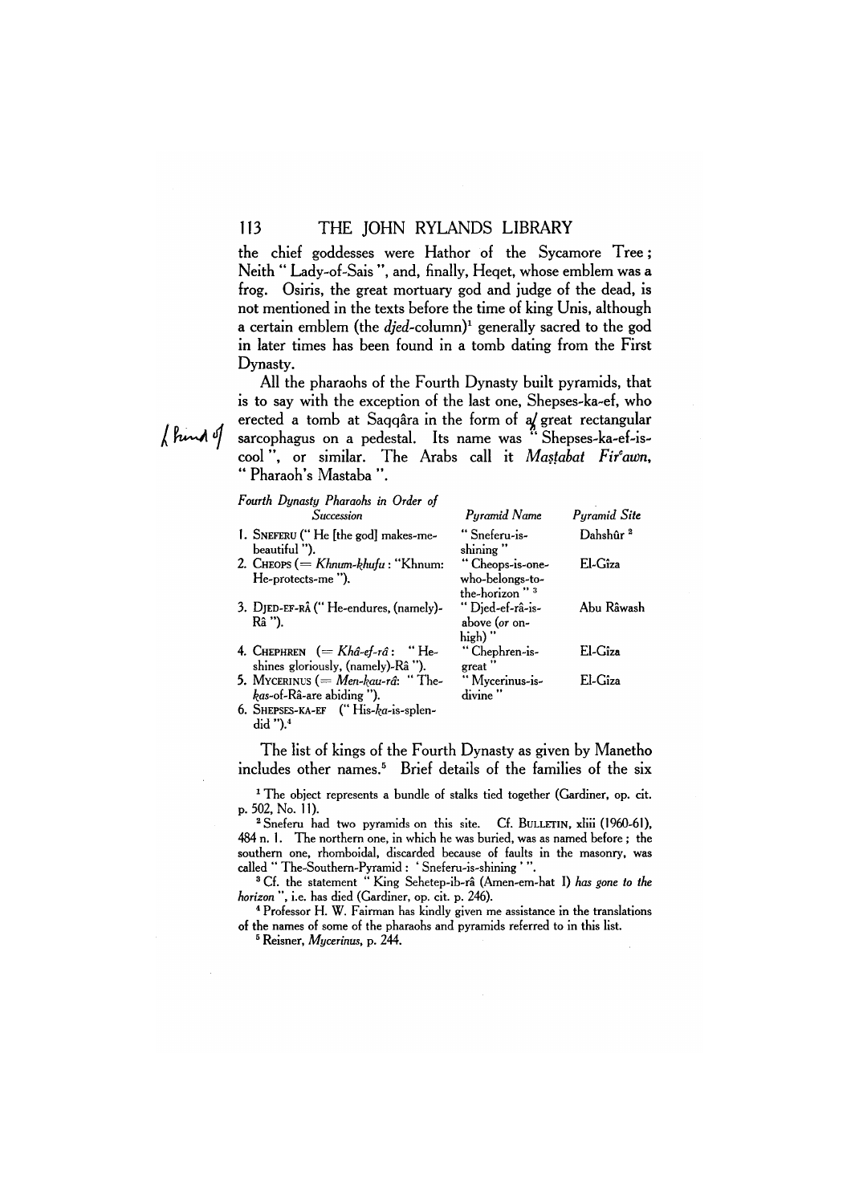the chief goddesses were Hathor of the Sycamore Tree; Neith " Lady-of-Sais ", and, finally, Heqet, whose emblem was a frog. Osiris, the great mortuary god and judge of the dead, is not mentioned in the texts before the time of king Unis, although a certain emblem (the *djed*-column)[1] generally sacred to the god in later times has been found in a tomb dating from the First Dynasty.

All the pharaohs of the Fourth Dynasty built pyramids, that is to say with the exception of the last one, Shepses-ka-ef, who erected a tomb at Saqqâra in the form of a great rectangular sarcophagus on a pedestal. Its name was " Shepses-ka-ef-is-cool ", or similar. The Arabs call it *Maṣṭabat Firʿawn*, " Pharaoh's Mastaba ".

| *Fourth Dynasty Pharaohs in Order of Succession* | *Pyramid Name* | *Pyramid Site* |
|---|---|---|
| 1. SNEFERU (" He [the god] makes-me-beautiful "). | " Sneferu-is-shining " | Dahshûr [2] |
| 2. CHEOPS (= *Khnum-ḳhufu*: "Khnum: He-protects-me "). | " Cheops-is-one-who-belongs-to-the-horizon " [3] | El-Gîza |
| 3. DJED-EF-RÂ (" He-endures, (namely)-Râ "). | " Djed-ef-râ-is-above (*or* on-high) " | Abu Râwash |
| 4. CHEPHREN (= *Khâ-ef-râ*: " He-shines gloriously, (namely)-Râ "). | " Chephren-is-great " | El-Gîza |
| 5. MYCERINUS (= *Men-ḳau-râ*: " The-*ḳas*-of-Râ-are abiding "). | " Mycerinus-is-divine " | El-Gîza |
| 6. SHEPSES-KA-EF (" His-*ḳa*-is-splendid ").[4] | | |

The list of kings of the Fourth Dynasty as given by Manetho includes other names.[5] Brief details of the families of the six

[1] The object represents a bundle of stalks tied together (Gardiner, op. cit. p. 502, No. 11).

[2] Sneferu had two pyramids on this site. Cf. BULLETIN, xliii (1960-61), 484 n. 1. The northern one, in which he was buried, was as named before; the southern one, rhomboidal, discarded because of faults in the masonry, was called " The-Southern-Pyramid: 'Sneferu-is-shining' ".

[3] Cf. the statement " King Sehetep-ib-râ (Amen-em-hat I) *has gone to the horizon* ", i.e. has died (Gardiner, op. cit. p. 246).

[4] Professor H. W. Fairman has kindly given me assistance in the translations of the names of some of the pharaohs and pyramids referred to in this list.

[5] Reisner, *Mycerinus*, p. 244.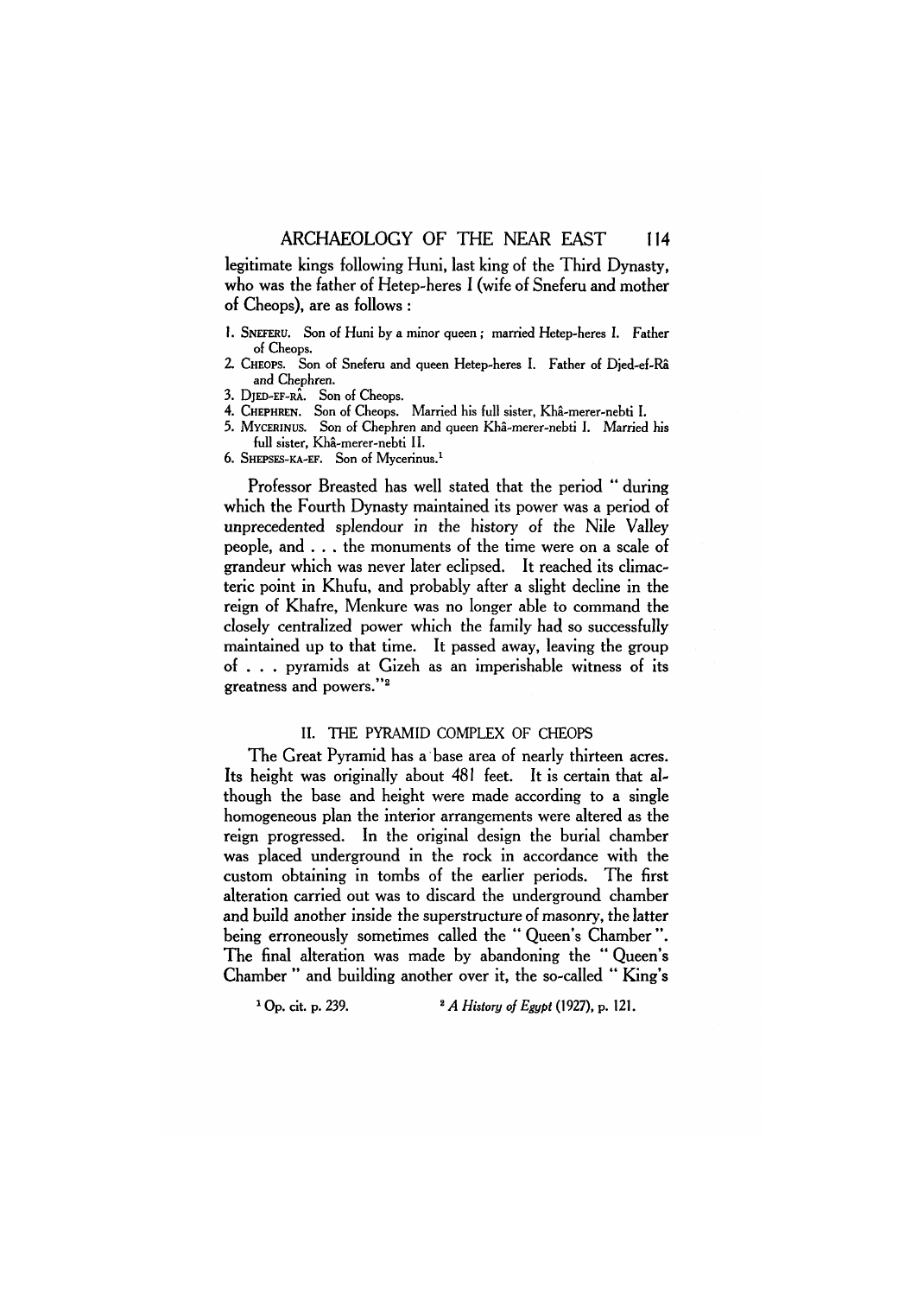legitimate kings following Huni, last king of the Third Dynasty, who was the father of Hetep-heres I (wife of Sneferu and mother of Cheops), are as follows :

1. SNEFERU. Son of Huni by a minor queen ; married Hetep-heres I. Father of Cheops.
2. CHEOPS. Son of Sneferu and queen Hetep-heres I. Father of Djed-ef-Râ and Chephren.
3. DJED-EF-RÂ. Son of Cheops.
4. CHEPHREN. Son of Cheops. Married his full sister, Khâ-merer-nebti I.
5. MYCERINUS. Son of Chephren and queen Khâ-merer-nebti I. Married his full sister, Khâ-merer-nebti II.
6. SHEPSES-KA-EF. Son of Mycerinus.[1]

Professor Breasted has well stated that the period " during which the Fourth Dynasty maintained its power was a period of unprecedented splendour in the history of the Nile Valley people, and . . . the monuments of the time were on a scale of grandeur which was never later eclipsed. It reached its climacteric point in Khufu, and probably after a slight decline in the reign of Khafre, Menkure was no longer able to command the closely centralized power which the family had so successfully maintained up to that time. It passed away, leaving the group of . . . pyramids at Gizeh as an imperishable witness of its greatness and powers."[2]

## II. THE PYRAMID COMPLEX OF CHEOPS

The Great Pyramid has a base area of nearly thirteen acres. Its height was originally about 481 feet. It is certain that although the base and height were made according to a single homogeneous plan the interior arrangements were altered as the reign progressed. In the original design the burial chamber was placed underground in the rock in accordance with the custom obtaining in tombs of the earlier periods. The first alteration carried out was to discard the underground chamber and build another inside the superstructure of masonry, the latter being erroneously sometimes called the " Queen's Chamber ". The final alteration was made by abandoning the " Queen's Chamber " and building another over it, the so-called " King's

[1] Op. cit. p. 239.

[2] *A History of Egypt* (1927), p. 121.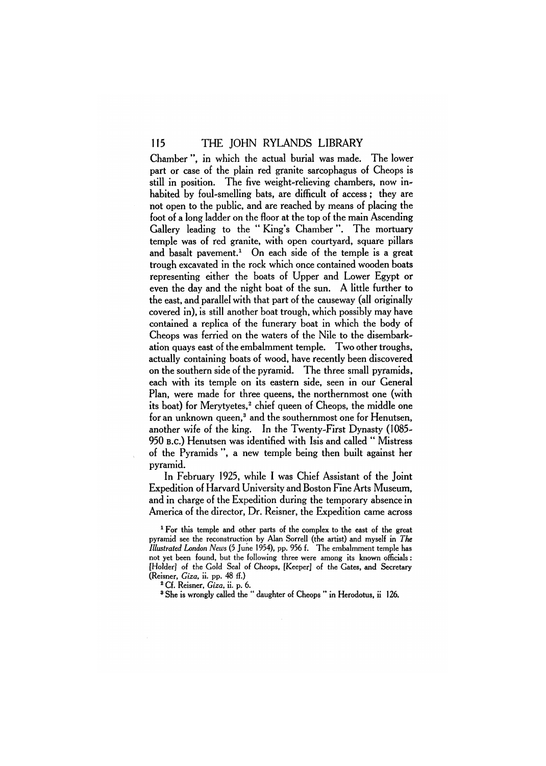Chamber", in which the actual burial was made. The lower part or case of the plain red granite sarcophagus of Cheops is still in position. The five weight-relieving chambers, now inhabited by foul-smelling bats, are difficult of access; they are not open to the public, and are reached by means of placing the foot of a long ladder on the floor at the top of the main Ascending Gallery leading to the "King's Chamber". The mortuary temple was of red granite, with open courtyard, square pillars and basalt pavement.[1] On each side of the temple is a great trough excavated in the rock which once contained wooden boats representing either the boats of Upper and Lower Egypt or even the day and the night boat of the sun. A little further to the east, and parallel with that part of the causeway (all originally covered in), is still another boat trough, which possibly may have contained a replica of the funerary boat in which the body of Cheops was ferried on the waters of the Nile to the disembarkation quays east of the embalmment temple. Two other troughs, actually containing boats of wood, have recently been discovered on the southern side of the pyramid. The three small pyramids, each with its temple on its eastern side, seen in our General Plan, were made for three queens, the northernmost one (with its boat) for Merytyetes,[2] chief queen of Cheops, the middle one for an unknown queen,[3] and the southernmost one for Henutsen, another wife of the king. In the Twenty-First Dynasty (1085-950 B.C.) Henutsen was identified with Isis and called "Mistress of the Pyramids", a new temple being then built against her pyramid.

In February 1925, while I was Chief Assistant of the Joint Expedition of Harvard University and Boston Fine Arts Museum, and in charge of the Expedition during the temporary absence in America of the director, Dr. Reisner, the Expedition came across

[1] For this temple and other parts of the complex to the east of the great pyramid see the reconstruction by Alan Sorrell (the artist) and myself in *The Illustrated London News* (5 June 1954), pp. 956 f. The embalmment temple has not yet been found, but the following three were among its known officials: [Holder] of the Gold Seal of Cheops, [Keeper] of the Gates, and Secretary (Reisner, *Giza*, ii. pp. 48 ff.)

[2] Cf. Reisner, *Giza*, ii. p. 6.

[3] She is wrongly called the "daughter of Cheops" in Herodotus, ii 126.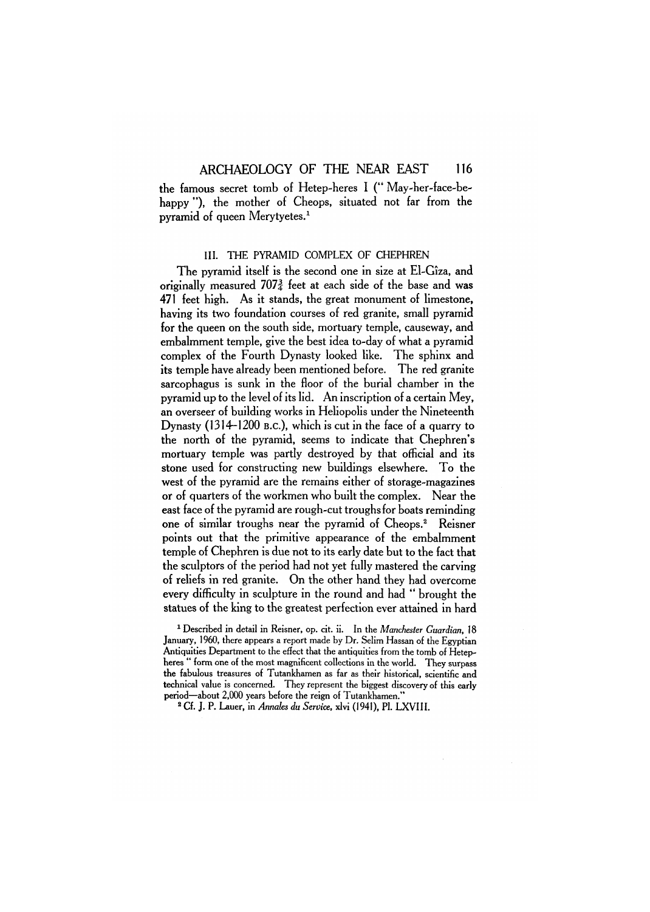the famous secret tomb of Hetep-heres I (" May-her-face-be-happy "), the mother of Cheops, situated not far from the pyramid of queen Merytyetes.[1]

### III. THE PYRAMID COMPLEX OF CHEPHREN

The pyramid itself is the second one in size at El-Gîza, and originally measured 707¾ feet at each side of the base and was 471 feet high. As it stands, the great monument of limestone, having its two foundation courses of red granite, small pyramid for the queen on the south side, mortuary temple, causeway, and embalmment temple, give the best idea to-day of what a pyramid complex of the Fourth Dynasty looked like. The sphinx and its temple have already been mentioned before. The red granite sarcophagus is sunk in the floor of the burial chamber in the pyramid up to the level of its lid. An inscription of a certain Mey, an overseer of building works in Heliopolis under the Nineteenth Dynasty (1314–1200 B.C.), which is cut in the face of a quarry to the north of the pyramid, seems to indicate that Chephren's mortuary temple was partly destroyed by that official and its stone used for constructing new buildings elsewhere. To the west of the pyramid are the remains either of storage-magazines or of quarters of the workmen who built the complex. Near the east face of the pyramid are rough-cut troughs for boats reminding one of similar troughs near the pyramid of Cheops.[2] Reisner points out that the primitive appearance of the embalmment temple of Chephren is due not to its early date but to the fact that the sculptors of the period had not yet fully mastered the carving of reliefs in red granite. On the other hand they had overcome every difficulty in sculpture in the round and had " brought the statues of the king to the greatest perfection ever attained in hard

[1] Described in detail in Reisner, op. cit. ii. In the *Manchester Guardian*, 18 January, 1960, there appears a report made by Dr. Selim Hassan of the Egyptian Antiquities Department to the effect that the antiquities from the tomb of Hetep-heres " form one of the most magnificent collections in the world. They surpass the fabulous treasures of Tutankhamen as far as their historical, scientific and technical value is concerned. They represent the biggest discovery of this early period—about 2,000 years before the reign of Tutankhamen."

[2] Cf. J. P. Lauer, in *Annales du Service*, xlvi (1941), Pl. LXVIII.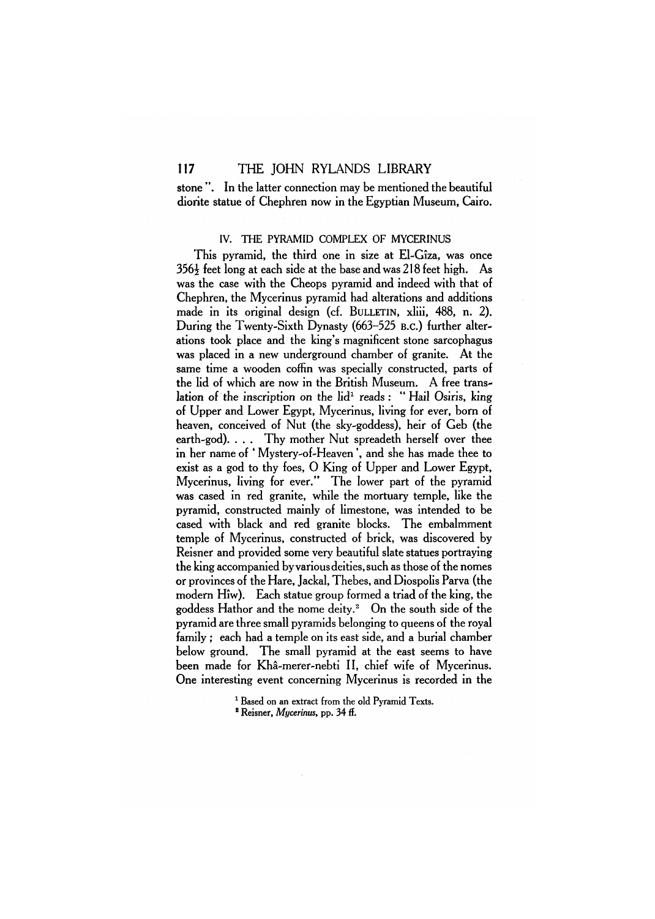stone ". In the latter connection may be mentioned the beautiful diorite statue of Chephren now in the Egyptian Museum, Cairo.

### IV. THE PYRAMID COMPLEX OF MYCERINUS

This pyramid, the third one in size at El-Gîza, was once 356½ feet long at each side at the base and was 218 feet high. As was the case with the Cheops pyramid and indeed with that of Chephren, the Mycerinus pyramid had alterations and additions made in its original design (cf. BULLETIN, xliii, 488, n. 2). During the Twenty-Sixth Dynasty (663–525 B.C.) further alterations took place and the king's magnificent stone sarcophagus was placed in a new underground chamber of granite. At the same time a wooden coffin was specially constructed, parts of the lid of which are now in the British Museum. A free translation of the inscription on the lid[1] reads: " Hail Osiris, king of Upper and Lower Egypt, Mycerinus, living for ever, born of heaven, conceived of Nut (the sky-goddess), heir of Geb (the earth-god). . . . Thy mother Nut spreadeth herself over thee in her name of ' Mystery-of-Heaven ', and she has made thee to exist as a god to thy foes, O King of Upper and Lower Egypt, Mycerinus, living for ever." The lower part of the pyramid was cased in red granite, while the mortuary temple, like the pyramid, constructed mainly of limestone, was intended to be cased with black and red granite blocks. The embalmment temple of Mycerinus, constructed of brick, was discovered by Reisner and provided some very beautiful slate statues portraying the king accompanied by various deities, such as those of the nomes or provinces of the Hare, Jackal, Thebes, and Diospolis Parva (the modern Hîw). Each statue group formed a triad of the king, the goddess Hathor and the nome deity.[2] On the south side of the pyramid are three small pyramids belonging to queens of the royal family; each had a temple on its east side, and a burial chamber below ground. The small pyramid at the east seems to have been made for Khâ-merer-nebti II, chief wife of Mycerinus. One interesting event concerning Mycerinus is recorded in the

[1] Based on an extract from the old Pyramid Texts.

[2] Reisner, *Mycerinus*, pp. 34 ff.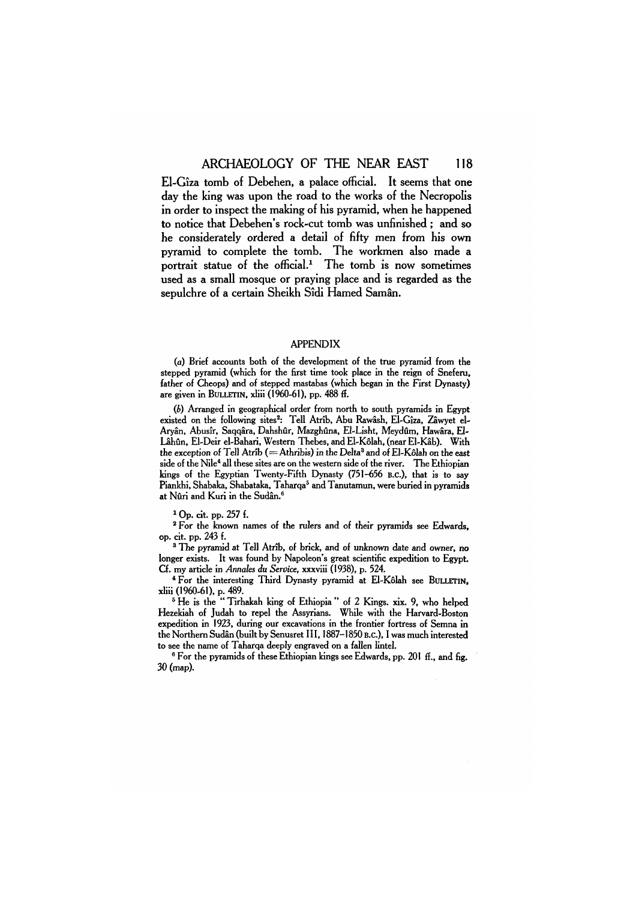El-Gîza tomb of Debehen, a palace official. It seems that one day the king was upon the road to the works of the Necropolis in order to inspect the making of his pyramid, when he happened to notice that Debehen's rock-cut tomb was unfinished; and so he considerately ordered a detail of fifty men from his own pyramid to complete the tomb. The workmen also made a portrait statue of the official.[1] The tomb is now sometimes used as a small mosque or praying place and is regarded as the sepulchre of a certain Sheikh Sîdi Hamed Samân.

## APPENDIX

(*a*) Brief accounts both of the development of the true pyramid from the stepped pyramid (which for the first time took place in the reign of Sneferu, father of Cheops) and of stepped mastabas (which began in the First Dynasty) are given in BULLETIN, xliii (1960-61), pp. 488 ff.

(*b*) Arranged in geographical order from north to south pyramids in Egypt existed on the following sites[2]: Tell Atrîb, Abu Rawâsh, El-Gîza, Zâwyet el-Aryân, Abusîr, Saqqâra, Dahshûr, Mazghûna, El-Lisht, Meydûm, Hawâra, El-Lâhûn, El-Deir el-Bahari, Western Thebes, and El-Kôlah, (near El-Kâb). With the exception of Tell Atrîb (= Athribis) in the Delta[3] and of El-Kôlah on the east side of the Nile[4] all these sites are on the western side of the river. The Ethiopian kings of the Egyptian Twenty-Fifth Dynasty (751–656 B.C.), that is to say Piankhi, Shabaka, Shabataka, Taharqa[5] and Tanutamun, were buried in pyramids at Nûri and Kuri in the Sudân.[6]

[1] Op. cit. pp. 257 f.

[2] For the known names of the rulers and of their pyramids see Edwards, op. cit. pp. 243 f.

[3] The pyramid at Tell Atrîb, of brick, and of unknown date and owner, no longer exists. It was found by Napoleon's great scientific expedition to Egypt. Cf. my article in *Annales du Service*, xxxviii (1938), p. 524.

[4] For the interesting Third Dynasty pyramid at El-Kôlah see BULLETIN, xliii (1960-61), p. 489.

[5] He is the "Tirhakah king of Ethiopia" of 2 Kings. xix. 9, who helped Hezekiah of Judah to repel the Assyrians. While with the Harvard-Boston expedition in 1923, during our excavations in the frontier fortress of Semna in the Northern Sudân (built by Senusret III, 1887–1850 B.C.), I was much interested to see the name of Taharqa deeply engraved on a fallen lintel.

[6] For the pyramids of these Ethiopian kings see Edwards, pp. 201 ff., and fig. 30 (map).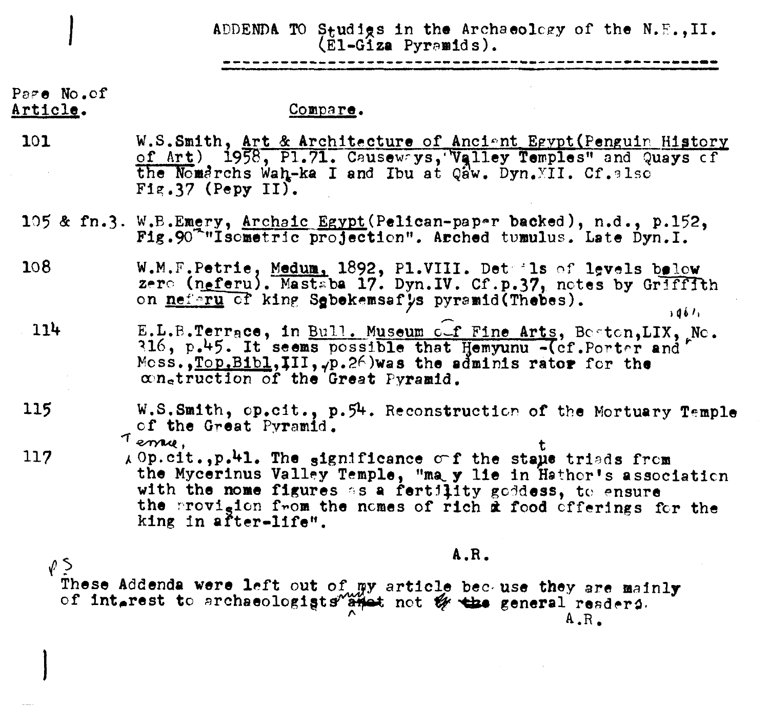# ADDENDA TO Studies in the Archaeology of the N.E., II. (El-Giza Pyramids).

| Page No. of Article. | Compare. |
|---|---|
| 101 | W.S.Smith, Art & Architecture of Ancient Egypt (Penguin History of Art) 1958, Pl.71. Causeways, "Valley Temples" and Quays of the Nomarchs Wah-ka I and Ibu at Qâw. Dyn.XII. Cf. also Fig.37 (Pepy II). |
| 105 & fn.3. | W.B.Emery, Archaic Egypt (Pelican-paper backed), n.d., p.152, Fig.90 "Isometric projection". Arched tumulus. Late Dyn.I. |
| 108 | W.M.F.Petrie, Medum, 1892, Pl.VIII. Details of levels below zero (neferu). Mastaba 17. Dyn.IV. Cf.p.37, notes by Griffith on neferu of king Sebekemsaf's pyramid (Thebes). |
| 114 | E.L.B.Terrace, in Bull. Museum of Fine Arts, Boston, LIX, 1961, No. 316, p.45. It seems possible that Hemyunu - (cf. Porter and Moss., Top.Bibl, III, p.26) was the adminis rator for the construction of the Great Pyramid. |
| 115 | W.S.Smith, op.cit., p.54. Reconstruction of the Mortuary Temple of the Great Pyramid. |
| 117 | Terrace, Op.cit., p.41. The significance of the statue triads from the Mycerinus Valley Temple, "may lie in Hathor's association with the nome figures as a fertility goddess, to ensure the provision from the nomes of rich food offerings for the king in after-life". |

A.R.

PS These Addenda were left out of my article because they are mainly of interest to archaeologists and not general readers.

A.R.